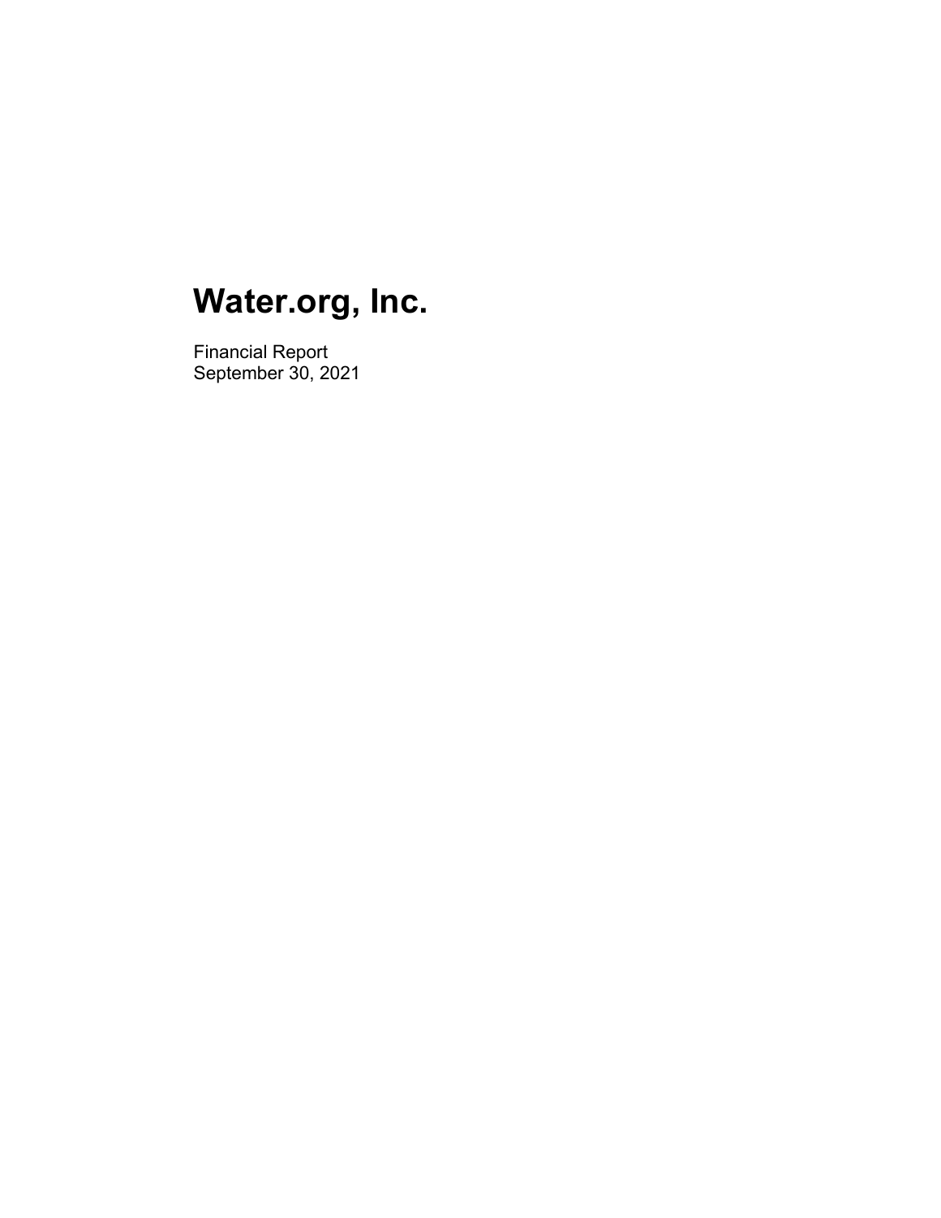# Water.org, Inc.

Financial Report
September 30, 2021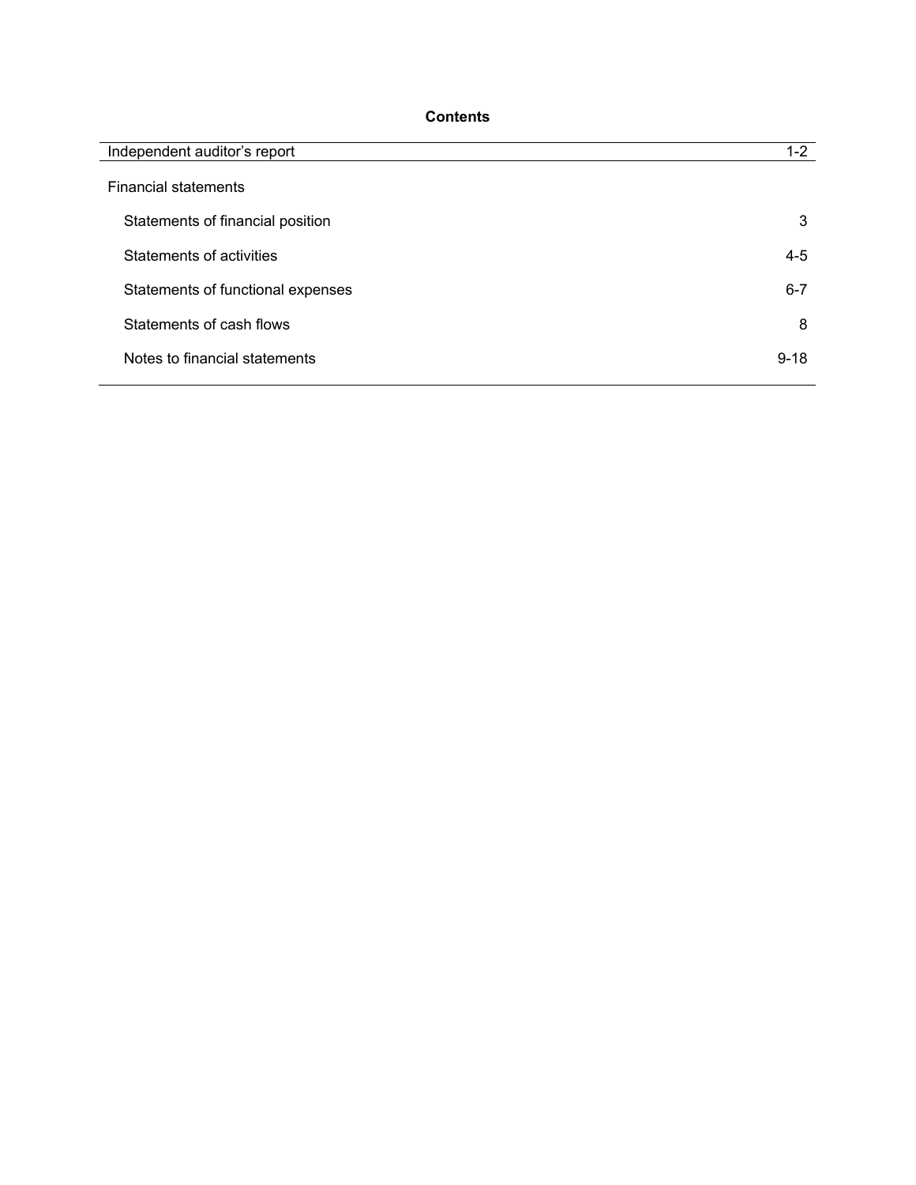## Contents

| | |
|---|---|
| Independent auditor's report | 1-2 |
| Financial statements | |
| Statements of financial position | 3 |
| Statements of activities | 4-5 |
| Statements of functional expenses | 6-7 |
| Statements of cash flows | 8 |
| Notes to financial statements | 9-18 |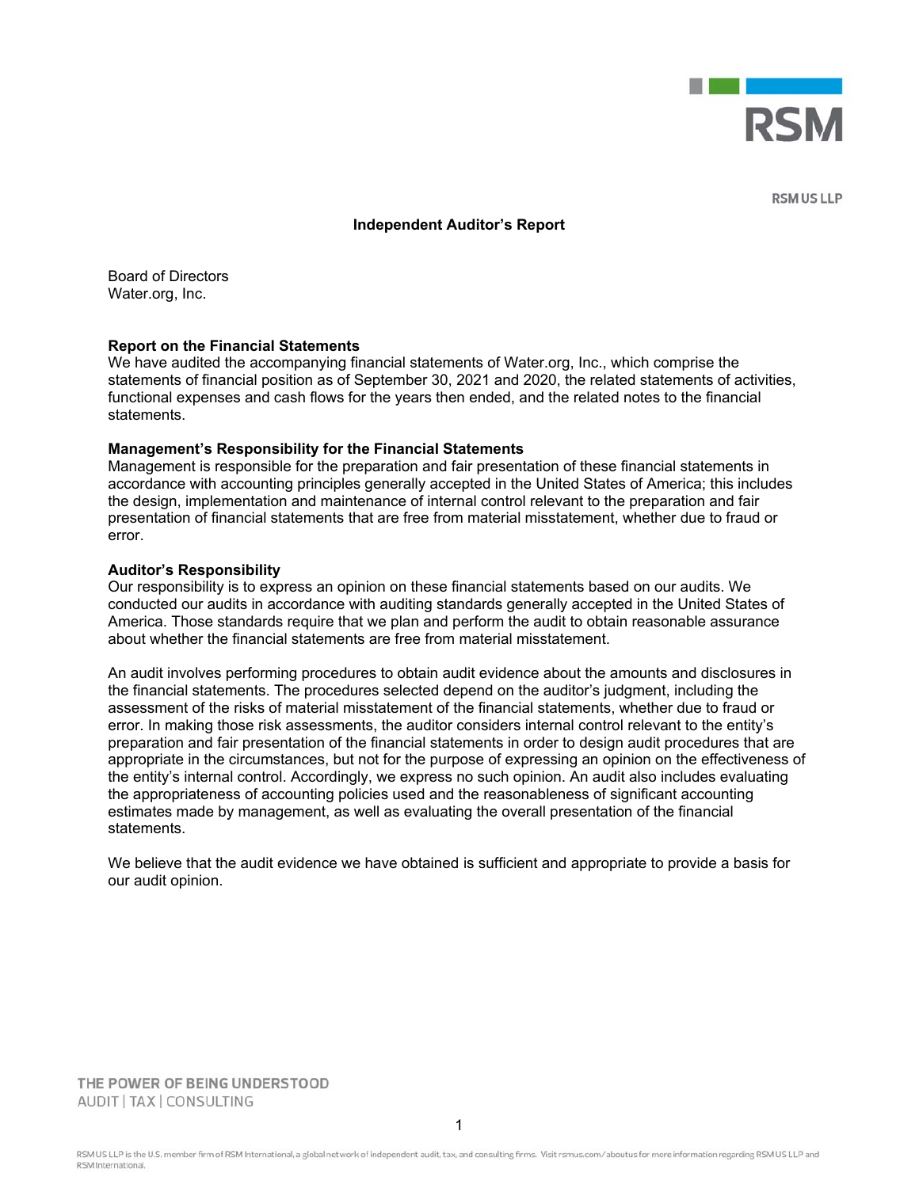RSM US LLP

# Independent Auditor's Report

Board of Directors
Water.org, Inc.

**Report on the Financial Statements**
We have audited the accompanying financial statements of Water.org, Inc., which comprise the statements of financial position as of September 30, 2021 and 2020, the related statements of activities, functional expenses and cash flows for the years then ended, and the related notes to the financial statements.

**Management's Responsibility for the Financial Statements**
Management is responsible for the preparation and fair presentation of these financial statements in accordance with accounting principles generally accepted in the United States of America; this includes the design, implementation and maintenance of internal control relevant to the preparation and fair presentation of financial statements that are free from material misstatement, whether due to fraud or error.

**Auditor's Responsibility**
Our responsibility is to express an opinion on these financial statements based on our audits. We conducted our audits in accordance with auditing standards generally accepted in the United States of America. Those standards require that we plan and perform the audit to obtain reasonable assurance about whether the financial statements are free from material misstatement.

An audit involves performing procedures to obtain audit evidence about the amounts and disclosures in the financial statements. The procedures selected depend on the auditor's judgment, including the assessment of the risks of material misstatement of the financial statements, whether due to fraud or error. In making those risk assessments, the auditor considers internal control relevant to the entity's preparation and fair presentation of the financial statements in order to design audit procedures that are appropriate in the circumstances, but not for the purpose of expressing an opinion on the effectiveness of the entity's internal control. Accordingly, we express no such opinion. An audit also includes evaluating the appropriateness of accounting policies used and the reasonableness of significant accounting estimates made by management, as well as evaluating the overall presentation of the financial statements.

We believe that the audit evidence we have obtained is sufficient and appropriate to provide a basis for our audit opinion.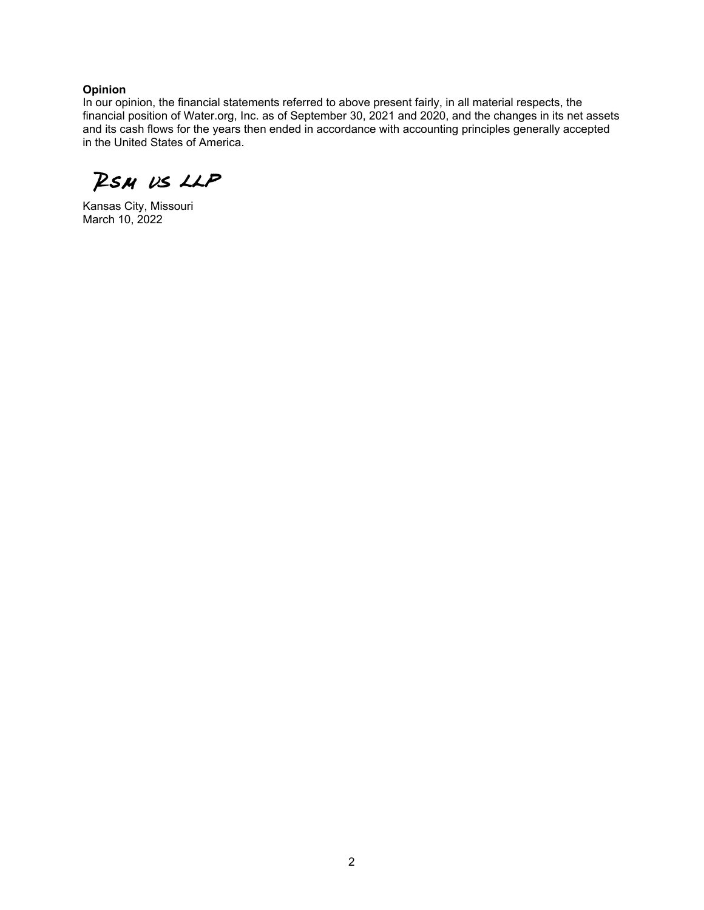**Opinion**

In our opinion, the financial statements referred to above present fairly, in all material respects, the financial position of Water.org, Inc. as of September 30, 2021 and 2020, and the changes in its net assets and its cash flows for the years then ended in accordance with accounting principles generally accepted in the United States of America.

RSM US LLP

Kansas City, Missouri
March 10, 2022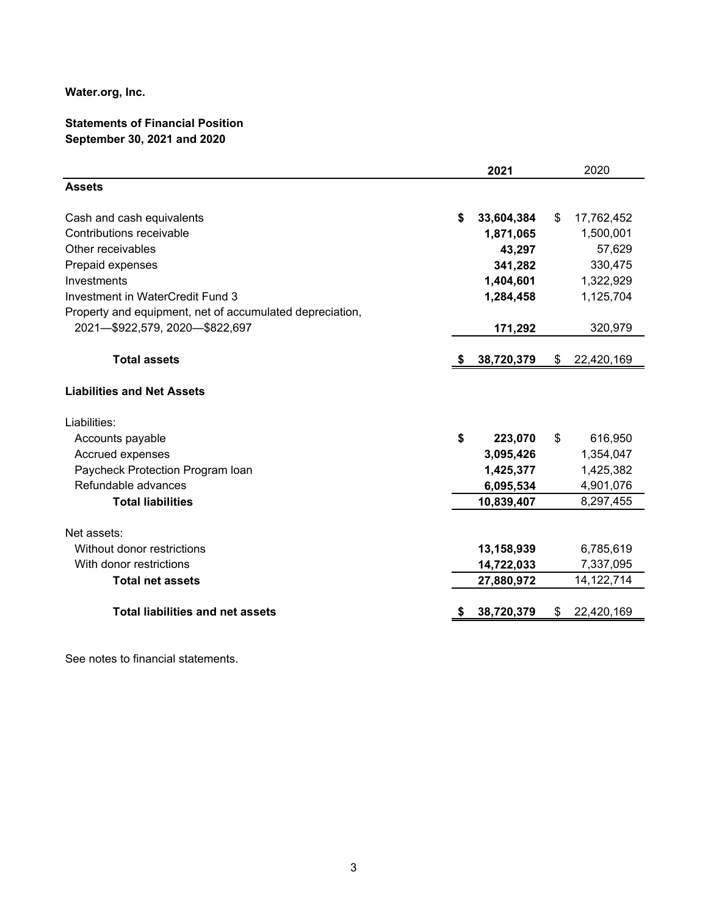**Water.org, Inc.**

**Statements of Financial Position**
**September 30, 2021 and 2020**

| | **2021** | 2020 |
|---|---|---|
| **Assets** | | |
| Cash and cash equivalents | **$ 33,604,384** | $ 17,762,452 |
| Contributions receivable | **1,871,065** | 1,500,001 |
| Other receivables | **43,297** | 57,629 |
| Prepaid expenses | **341,282** | 330,475 |
| Investments | **1,404,601** | 1,322,929 |
| Investment in WaterCredit Fund 3 | **1,284,458** | 1,125,704 |
| Property and equipment, net of accumulated depreciation, 2021—$922,579, 2020—$822,697 | **171,292** | 320,979 |
| **Total assets** | **$ 38,720,379** | $ 22,420,169 |
| **Liabilities and Net Assets** | | |
| Liabilities: | | |
| Accounts payable | **$ 223,070** | $ 616,950 |
| Accrued expenses | **3,095,426** | 1,354,047 |
| Paycheck Protection Program loan | **1,425,377** | 1,425,382 |
| Refundable advances | **6,095,534** | 4,901,076 |
| **Total liabilities** | **10,839,407** | 8,297,455 |
| Net assets: | | |
| Without donor restrictions | **13,158,939** | 6,785,619 |
| With donor restrictions | **14,722,033** | 7,337,095 |
| **Total net assets** | **27,880,972** | 14,122,714 |
| **Total liabilities and net assets** | **$ 38,720,379** | $ 22,420,169 |

See notes to financial statements.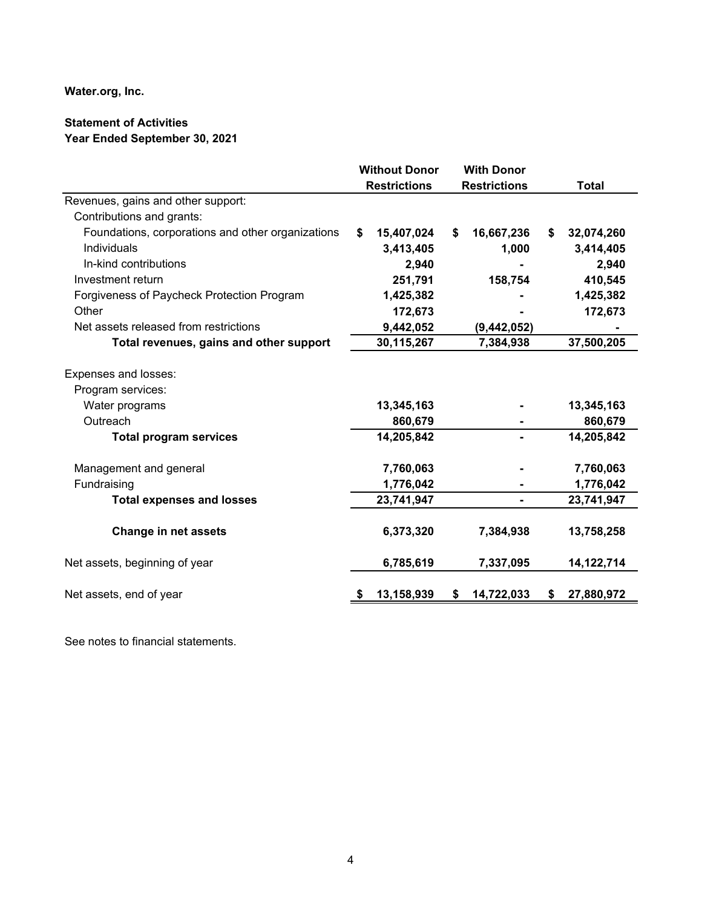**Water.org, Inc.**

**Statement of Activities**
**Year Ended September 30, 2021**

| | Without Donor Restrictions | With Donor Restrictions | Total |
|---|---|---|---|
| Revenues, gains and other support: | | | |
| Contributions and grants: | | | |
| Foundations, corporations and other organizations | $ 15,407,024 | $ 16,667,236 | $ 32,074,260 |
| Individuals | 3,413,405 | 1,000 | 3,414,405 |
| In-kind contributions | 2,940 | - | 2,940 |
| Investment return | 251,791 | 158,754 | 410,545 |
| Forgiveness of Paycheck Protection Program | 1,425,382 | - | 1,425,382 |
| Other | 172,673 | - | 172,673 |
| Net assets released from restrictions | 9,442,052 | (9,442,052) | - |
| **Total revenues, gains and other support** | 30,115,267 | 7,384,938 | 37,500,205 |
| Expenses and losses: | | | |
| Program services: | | | |
| Water programs | 13,345,163 | - | 13,345,163 |
| Outreach | 860,679 | - | 860,679 |
| **Total program services** | 14,205,842 | - | 14,205,842 |
| Management and general | 7,760,063 | - | 7,760,063 |
| Fundraising | 1,776,042 | - | 1,776,042 |
| **Total expenses and losses** | 23,741,947 | - | 23,741,947 |
| **Change in net assets** | 6,373,320 | 7,384,938 | 13,758,258 |
| Net assets, beginning of year | 6,785,619 | 7,337,095 | 14,122,714 |
| Net assets, end of year | $ 13,158,939 | $ 14,722,033 | $ 27,880,972 |

See notes to financial statements.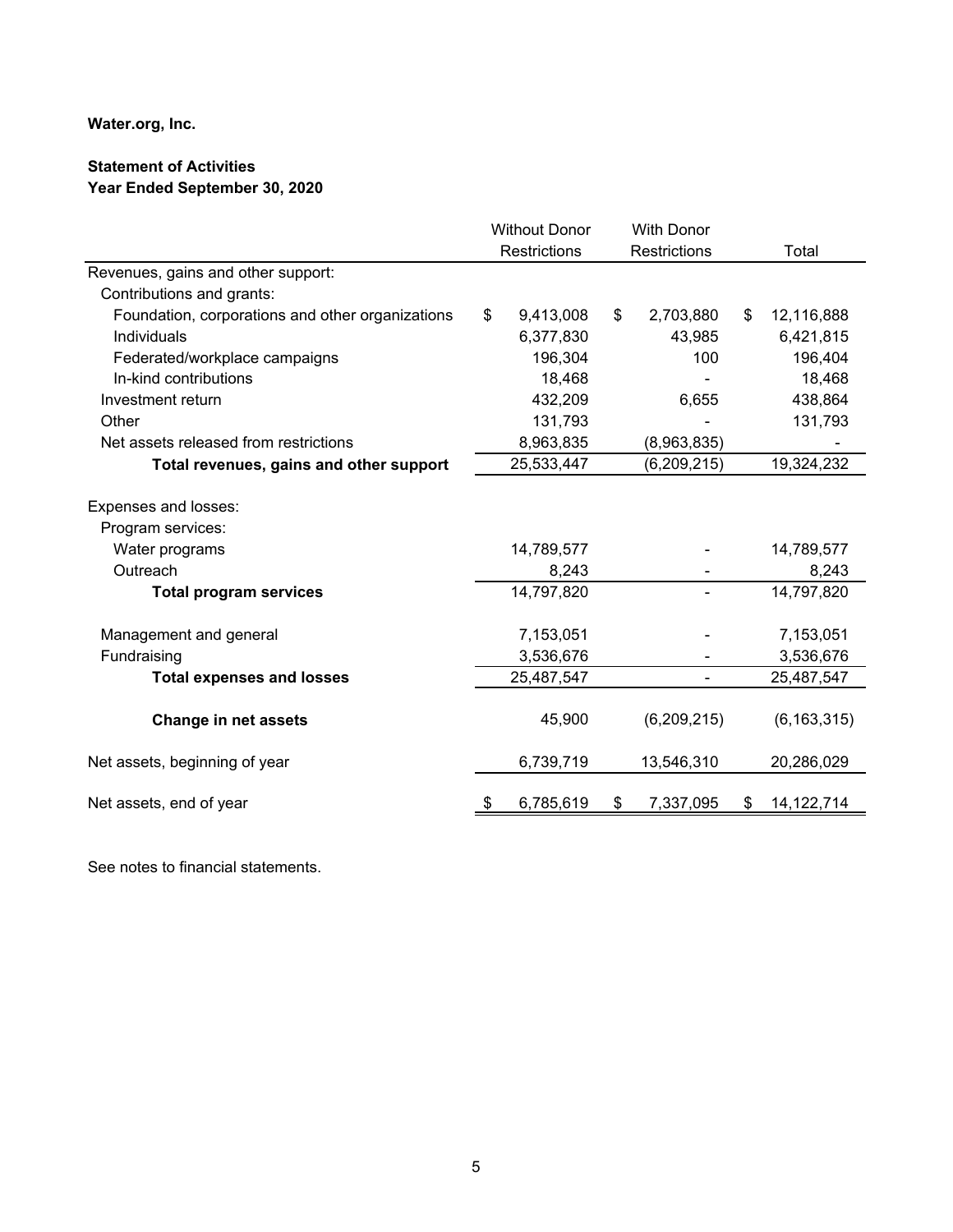**Water.org, Inc.**

**Statement of Activities**
**Year Ended September 30, 2020**

| | Without Donor Restrictions | With Donor Restrictions | Total |
|---|---|---|---|
| Revenues, gains and other support: | | | |
| Contributions and grants: | | | |
| Foundation, corporations and other organizations | $ 9,413,008 | $ 2,703,880 | $ 12,116,888 |
| Individuals | 6,377,830 | 43,985 | 6,421,815 |
| Federated/workplace campaigns | 196,304 | 100 | 196,404 |
| In-kind contributions | 18,468 | - | 18,468 |
| Investment return | 432,209 | 6,655 | 438,864 |
| Other | 131,793 | - | 131,793 |
| Net assets released from restrictions | 8,963,835 | (8,963,835) | - |
| **Total revenues, gains and other support** | 25,533,447 | (6,209,215) | 19,324,232 |
| | | | |
| Expenses and losses: | | | |
| Program services: | | | |
| Water programs | 14,789,577 | - | 14,789,577 |
| Outreach | 8,243 | - | 8,243 |
| **Total program services** | 14,797,820 | - | 14,797,820 |
| | | | |
| Management and general | 7,153,051 | - | 7,153,051 |
| Fundraising | 3,536,676 | - | 3,536,676 |
| **Total expenses and losses** | 25,487,547 | - | 25,487,547 |
| | | | |
| **Change in net assets** | 45,900 | (6,209,215) | (6,163,315) |
| | | | |
| Net assets, beginning of year | 6,739,719 | 13,546,310 | 20,286,029 |
| | | | |
| Net assets, end of year | $ 6,785,619 | $ 7,337,095 | $ 14,122,714 |

See notes to financial statements.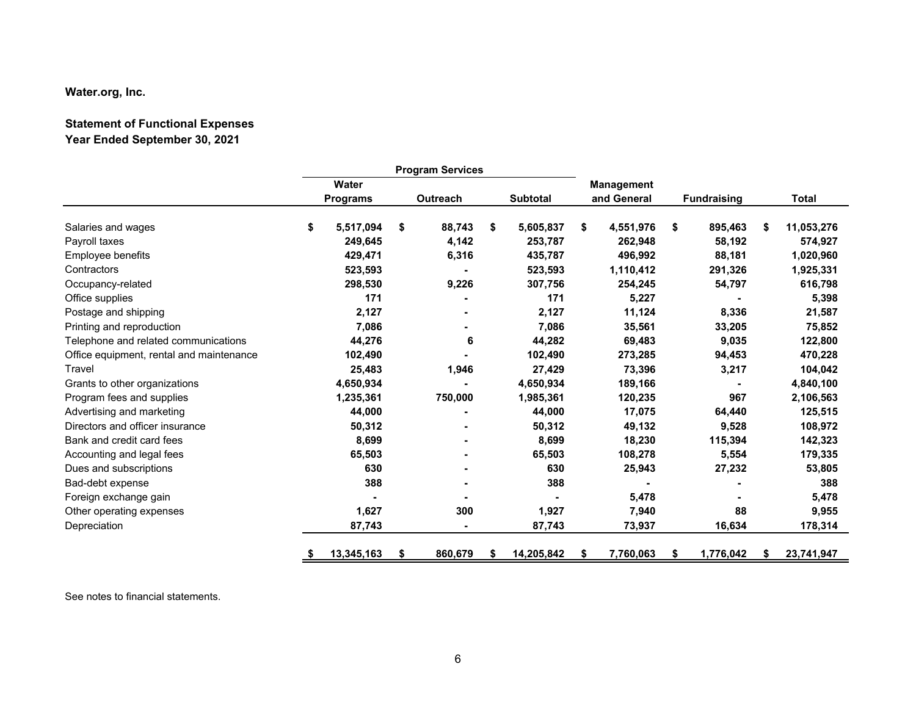**Water.org, Inc.**

**Statement of Functional Expenses**
**Year Ended September 30, 2021**

| | Program Services | | | | | |
|---|---|---|---|---|---|---|
| | Water Programs | Outreach | Subtotal | Management and General | Fundraising | Total |
| Salaries and wages | $ 5,517,094 | $ 88,743 | $ 5,605,837 | $ 4,551,976 | $ 895,463 | $ 11,053,276 |
| Payroll taxes | 249,645 | 4,142 | 253,787 | 262,948 | 58,192 | 574,927 |
| Employee benefits | 429,471 | 6,316 | 435,787 | 496,992 | 88,181 | 1,020,960 |
| Contractors | 523,593 | - | 523,593 | 1,110,412 | 291,326 | 1,925,331 |
| Occupancy-related | 298,530 | 9,226 | 307,756 | 254,245 | 54,797 | 616,798 |
| Office supplies | 171 | - | 171 | 5,227 | - | 5,398 |
| Postage and shipping | 2,127 | - | 2,127 | 11,124 | 8,336 | 21,587 |
| Printing and reproduction | 7,086 | - | 7,086 | 35,561 | 33,205 | 75,852 |
| Telephone and related communications | 44,276 | 6 | 44,282 | 69,483 | 9,035 | 122,800 |
| Office equipment, rental and maintenance | 102,490 | - | 102,490 | 273,285 | 94,453 | 470,228 |
| Travel | 25,483 | 1,946 | 27,429 | 73,396 | 3,217 | 104,042 |
| Grants to other organizations | 4,650,934 | - | 4,650,934 | 189,166 | - | 4,840,100 |
| Program fees and supplies | 1,235,361 | 750,000 | 1,985,361 | 120,235 | 967 | 2,106,563 |
| Advertising and marketing | 44,000 | - | 44,000 | 17,075 | 64,440 | 125,515 |
| Directors and officer insurance | 50,312 | - | 50,312 | 49,132 | 9,528 | 108,972 |
| Bank and credit card fees | 8,699 | - | 8,699 | 18,230 | 115,394 | 142,323 |
| Accounting and legal fees | 65,503 | - | 65,503 | 108,278 | 5,554 | 179,335 |
| Dues and subscriptions | 630 | - | 630 | 25,943 | 27,232 | 53,805 |
| Bad-debt expense | 388 | - | 388 | - | - | 388 |
| Foreign exchange gain | - | - | - | 5,478 | - | 5,478 |
| Other operating expenses | 1,627 | 300 | 1,927 | 7,940 | 88 | 9,955 |
| Depreciation | 87,743 | - | 87,743 | 73,937 | 16,634 | 178,314 |
| | $ 13,345,163 | $ 860,679 | $ 14,205,842 | $ 7,760,063 | $ 1,776,042 | $ 23,741,947 |

See notes to financial statements.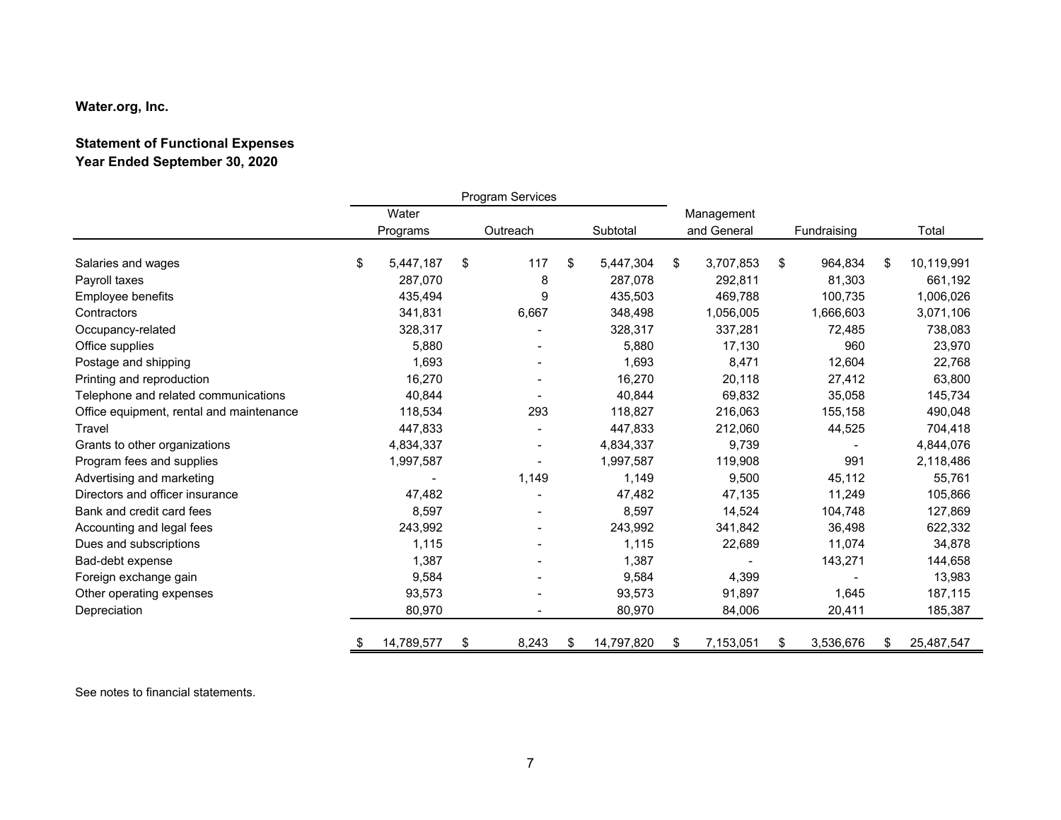**Water.org, Inc.**

**Statement of Functional Expenses**
**Year Ended September 30, 2020**

| | Program Services | | | | | |
|---|---|---|---|---|---|---|
| | Water Programs | Outreach | Subtotal | Management and General | Fundraising | Total |
| Salaries and wages | $ 5,447,187 | $ 117 | $ 5,447,304 | $ 3,707,853 | $ 964,834 | $ 10,119,991 |
| Payroll taxes | 287,070 | 8 | 287,078 | 292,811 | 81,303 | 661,192 |
| Employee benefits | 435,494 | 9 | 435,503 | 469,788 | 100,735 | 1,006,026 |
| Contractors | 341,831 | 6,667 | 348,498 | 1,056,005 | 1,666,603 | 3,071,106 |
| Occupancy-related | 328,317 | - | 328,317 | 337,281 | 72,485 | 738,083 |
| Office supplies | 5,880 | - | 5,880 | 17,130 | 960 | 23,970 |
| Postage and shipping | 1,693 | - | 1,693 | 8,471 | 12,604 | 22,768 |
| Printing and reproduction | 16,270 | - | 16,270 | 20,118 | 27,412 | 63,800 |
| Telephone and related communications | 40,844 | - | 40,844 | 69,832 | 35,058 | 145,734 |
| Office equipment, rental and maintenance | 118,534 | 293 | 118,827 | 216,063 | 155,158 | 490,048 |
| Travel | 447,833 | - | 447,833 | 212,060 | 44,525 | 704,418 |
| Grants to other organizations | 4,834,337 | - | 4,834,337 | 9,739 | - | 4,844,076 |
| Program fees and supplies | 1,997,587 | - | 1,997,587 | 119,908 | 991 | 2,118,486 |
| Advertising and marketing | - | 1,149 | 1,149 | 9,500 | 45,112 | 55,761 |
| Directors and officer insurance | 47,482 | - | 47,482 | 47,135 | 11,249 | 105,866 |
| Bank and credit card fees | 8,597 | - | 8,597 | 14,524 | 104,748 | 127,869 |
| Accounting and legal fees | 243,992 | - | 243,992 | 341,842 | 36,498 | 622,332 |
| Dues and subscriptions | 1,115 | - | 1,115 | 22,689 | 11,074 | 34,878 |
| Bad-debt expense | 1,387 | - | 1,387 | - | 143,271 | 144,658 |
| Foreign exchange gain | 9,584 | - | 9,584 | 4,399 | - | 13,983 |
| Other operating expenses | 93,573 | - | 93,573 | 91,897 | 1,645 | 187,115 |
| Depreciation | 80,970 | - | 80,970 | 84,006 | 20,411 | 185,387 |
| | $ 14,789,577 | $ 8,243 | $ 14,797,820 | $ 7,153,051 | $ 3,536,676 | $ 25,487,547 |

See notes to financial statements.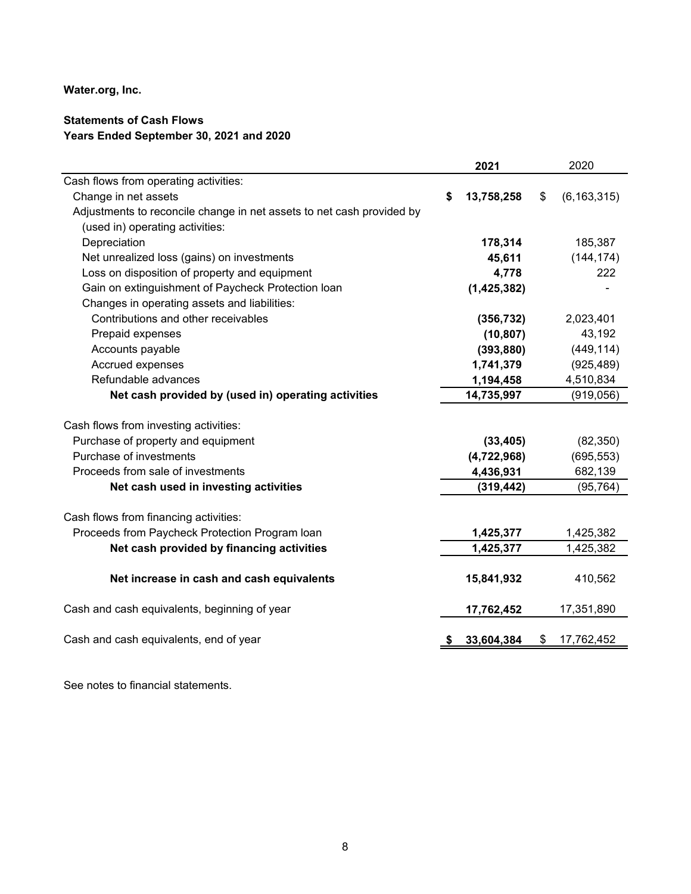**Water.org, Inc.**

**Statements of Cash Flows**
**Years Ended September 30, 2021 and 2020**

| | **2021** | 2020 |
|---|---|---|
| Cash flows from operating activities: | | |
| Change in net assets | **$ 13,758,258** | $ (6,163,315) |
| Adjustments to reconcile change in net assets to net cash provided by (used in) operating activities: | | |
| Depreciation | **178,314** | 185,387 |
| Net unrealized loss (gains) on investments | **45,611** | (144,174) |
| Loss on disposition of property and equipment | **4,778** | 222 |
| Gain on extinguishment of Paycheck Protection loan | **(1,425,382)** | - |
| Changes in operating assets and liabilities: | | |
| Contributions and other receivables | **(356,732)** | 2,023,401 |
| Prepaid expenses | **(10,807)** | 43,192 |
| Accounts payable | **(393,880)** | (449,114) |
| Accrued expenses | **1,741,379** | (925,489) |
| Refundable advances | **1,194,458** | 4,510,834 |
| **Net cash provided by (used in) operating activities** | **14,735,997** | (919,056) |
| | | |
| Cash flows from investing activities: | | |
| Purchase of property and equipment | **(33,405)** | (82,350) |
| Purchase of investments | **(4,722,968)** | (695,553) |
| Proceeds from sale of investments | **4,436,931** | 682,139 |
| **Net cash used in investing activities** | **(319,442)** | (95,764) |
| | | |
| Cash flows from financing activities: | | |
| Proceeds from Paycheck Protection Program loan | **1,425,377** | 1,425,382 |
| **Net cash provided by financing activities** | **1,425,377** | 1,425,382 |
| | | |
| **Net increase in cash and cash equivalents** | **15,841,932** | 410,562 |
| | | |
| Cash and cash equivalents, beginning of year | **17,762,452** | 17,351,890 |
| | | |
| Cash and cash equivalents, end of year | **$ 33,604,384** | $ 17,762,452 |

See notes to financial statements.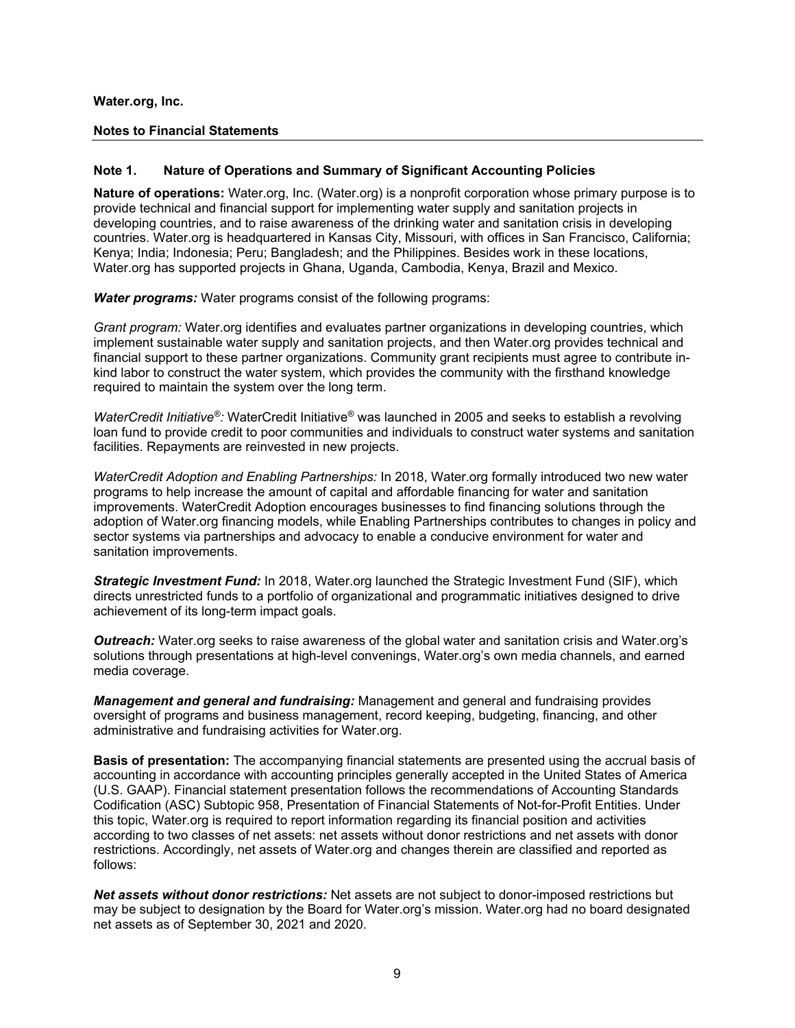**Water.org, Inc.**

**Notes to Financial Statements**

## Note 1. Nature of Operations and Summary of Significant Accounting Policies

**Nature of operations:** Water.org, Inc. (Water.org) is a nonprofit corporation whose primary purpose is to provide technical and financial support for implementing water supply and sanitation projects in developing countries, and to raise awareness of the drinking water and sanitation crisis in developing countries. Water.org is headquartered in Kansas City, Missouri, with offices in San Francisco, California; Kenya; India; Indonesia; Peru; Bangladesh; and the Philippines. Besides work in these locations, Water.org has supported projects in Ghana, Uganda, Cambodia, Kenya, Brazil and Mexico.

***Water programs:*** Water programs consist of the following programs:

*Grant program:* Water.org identifies and evaluates partner organizations in developing countries, which implement sustainable water supply and sanitation projects, and then Water.org provides technical and financial support to these partner organizations. Community grant recipients must agree to contribute in-kind labor to construct the water system, which provides the community with the firsthand knowledge required to maintain the system over the long term.

*WaterCredit Initiative®:* WaterCredit Initiative® was launched in 2005 and seeks to establish a revolving loan fund to provide credit to poor communities and individuals to construct water systems and sanitation facilities. Repayments are reinvested in new projects.

*WaterCredit Adoption and Enabling Partnerships:* In 2018, Water.org formally introduced two new water programs to help increase the amount of capital and affordable financing for water and sanitation improvements. WaterCredit Adoption encourages businesses to find financing solutions through the adoption of Water.org financing models, while Enabling Partnerships contributes to changes in policy and sector systems via partnerships and advocacy to enable a conducive environment for water and sanitation improvements.

***Strategic Investment Fund:*** In 2018, Water.org launched the Strategic Investment Fund (SIF), which directs unrestricted funds to a portfolio of organizational and programmatic initiatives designed to drive achievement of its long-term impact goals.

***Outreach:*** Water.org seeks to raise awareness of the global water and sanitation crisis and Water.org's solutions through presentations at high-level convenings, Water.org's own media channels, and earned media coverage.

***Management and general and fundraising:*** Management and general and fundraising provides oversight of programs and business management, record keeping, budgeting, financing, and other administrative and fundraising activities for Water.org.

**Basis of presentation:** The accompanying financial statements are presented using the accrual basis of accounting in accordance with accounting principles generally accepted in the United States of America (U.S. GAAP). Financial statement presentation follows the recommendations of Accounting Standards Codification (ASC) Subtopic 958, Presentation of Financial Statements of Not-for-Profit Entities. Under this topic, Water.org is required to report information regarding its financial position and activities according to two classes of net assets: net assets without donor restrictions and net assets with donor restrictions. Accordingly, net assets of Water.org and changes therein are classified and reported as follows:

***Net assets without donor restrictions:*** Net assets are not subject to donor-imposed restrictions but may be subject to designation by the Board for Water.org's mission. Water.org had no board designated net assets as of September 30, 2021 and 2020.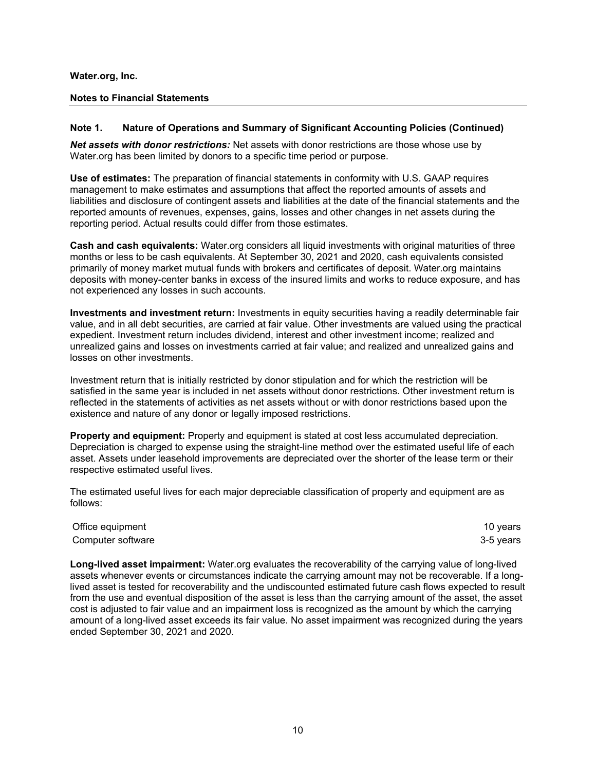**Water.org, Inc.**

**Notes to Financial Statements**

## Note 1. Nature of Operations and Summary of Significant Accounting Policies (Continued)

***Net assets with donor restrictions:*** Net assets with donor restrictions are those whose use by Water.org has been limited by donors to a specific time period or purpose.

**Use of estimates:** The preparation of financial statements in conformity with U.S. GAAP requires management to make estimates and assumptions that affect the reported amounts of assets and liabilities and disclosure of contingent assets and liabilities at the date of the financial statements and the reported amounts of revenues, expenses, gains, losses and other changes in net assets during the reporting period. Actual results could differ from those estimates.

**Cash and cash equivalents:** Water.org considers all liquid investments with original maturities of three months or less to be cash equivalents. At September 30, 2021 and 2020, cash equivalents consisted primarily of money market mutual funds with brokers and certificates of deposit. Water.org maintains deposits with money-center banks in excess of the insured limits and works to reduce exposure, and has not experienced any losses in such accounts.

**Investments and investment return:** Investments in equity securities having a readily determinable fair value, and in all debt securities, are carried at fair value. Other investments are valued using the practical expedient. Investment return includes dividend, interest and other investment income; realized and unrealized gains and losses on investments carried at fair value; and realized and unrealized gains and losses on other investments.

Investment return that is initially restricted by donor stipulation and for which the restriction will be satisfied in the same year is included in net assets without donor restrictions. Other investment return is reflected in the statements of activities as net assets without or with donor restrictions based upon the existence and nature of any donor or legally imposed restrictions.

**Property and equipment:** Property and equipment is stated at cost less accumulated depreciation. Depreciation is charged to expense using the straight-line method over the estimated useful life of each asset. Assets under leasehold improvements are depreciated over the shorter of the lease term or their respective estimated useful lives.

The estimated useful lives for each major depreciable classification of property and equipment are as follows:

| | |
|---|---|
| Office equipment | 10 years |
| Computer software | 3-5 years |

**Long-lived asset impairment:** Water.org evaluates the recoverability of the carrying value of long-lived assets whenever events or circumstances indicate the carrying amount may not be recoverable. If a long-lived asset is tested for recoverability and the undiscounted estimated future cash flows expected to result from the use and eventual disposition of the asset is less than the carrying amount of the asset, the asset cost is adjusted to fair value and an impairment loss is recognized as the amount by which the carrying amount of a long-lived asset exceeds its fair value. No asset impairment was recognized during the years ended September 30, 2021 and 2020.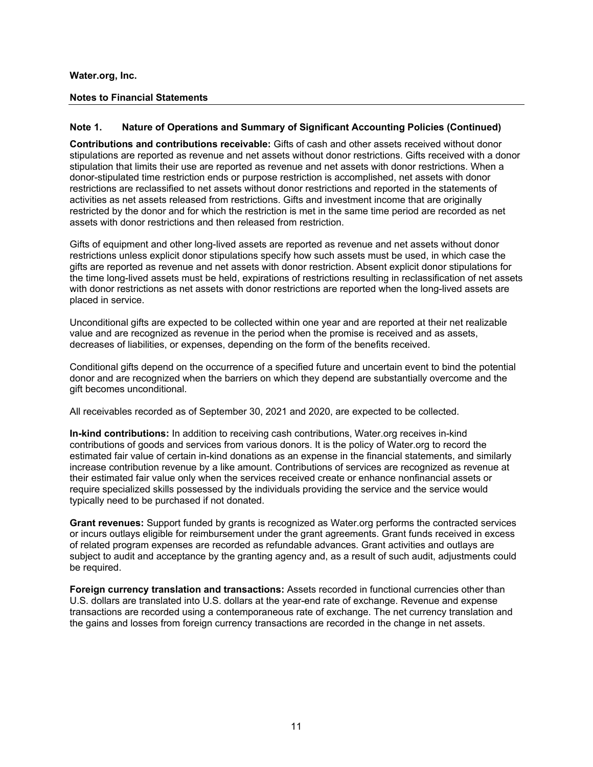**Water.org, Inc.**

**Notes to Financial Statements**

**Note 1. Nature of Operations and Summary of Significant Accounting Policies (Continued)**

**Contributions and contributions receivable:** Gifts of cash and other assets received without donor stipulations are reported as revenue and net assets without donor restrictions. Gifts received with a donor stipulation that limits their use are reported as revenue and net assets with donor restrictions. When a donor-stipulated time restriction ends or purpose restriction is accomplished, net assets with donor restrictions are reclassified to net assets without donor restrictions and reported in the statements of activities as net assets released from restrictions. Gifts and investment income that are originally restricted by the donor and for which the restriction is met in the same time period are recorded as net assets with donor restrictions and then released from restriction.

Gifts of equipment and other long-lived assets are reported as revenue and net assets without donor restrictions unless explicit donor stipulations specify how such assets must be used, in which case the gifts are reported as revenue and net assets with donor restriction. Absent explicit donor stipulations for the time long-lived assets must be held, expirations of restrictions resulting in reclassification of net assets with donor restrictions as net assets with donor restrictions are reported when the long-lived assets are placed in service.

Unconditional gifts are expected to be collected within one year and are reported at their net realizable value and are recognized as revenue in the period when the promise is received and as assets, decreases of liabilities, or expenses, depending on the form of the benefits received.

Conditional gifts depend on the occurrence of a specified future and uncertain event to bind the potential donor and are recognized when the barriers on which they depend are substantially overcome and the gift becomes unconditional.

All receivables recorded as of September 30, 2021 and 2020, are expected to be collected.

**In-kind contributions:** In addition to receiving cash contributions, Water.org receives in-kind contributions of goods and services from various donors. It is the policy of Water.org to record the estimated fair value of certain in-kind donations as an expense in the financial statements, and similarly increase contribution revenue by a like amount. Contributions of services are recognized as revenue at their estimated fair value only when the services received create or enhance nonfinancial assets or require specialized skills possessed by the individuals providing the service and the service would typically need to be purchased if not donated.

**Grant revenues:** Support funded by grants is recognized as Water.org performs the contracted services or incurs outlays eligible for reimbursement under the grant agreements. Grant funds received in excess of related program expenses are recorded as refundable advances. Grant activities and outlays are subject to audit and acceptance by the granting agency and, as a result of such audit, adjustments could be required.

**Foreign currency translation and transactions:** Assets recorded in functional currencies other than U.S. dollars are translated into U.S. dollars at the year-end rate of exchange. Revenue and expense transactions are recorded using a contemporaneous rate of exchange. The net currency translation and the gains and losses from foreign currency transactions are recorded in the change in net assets.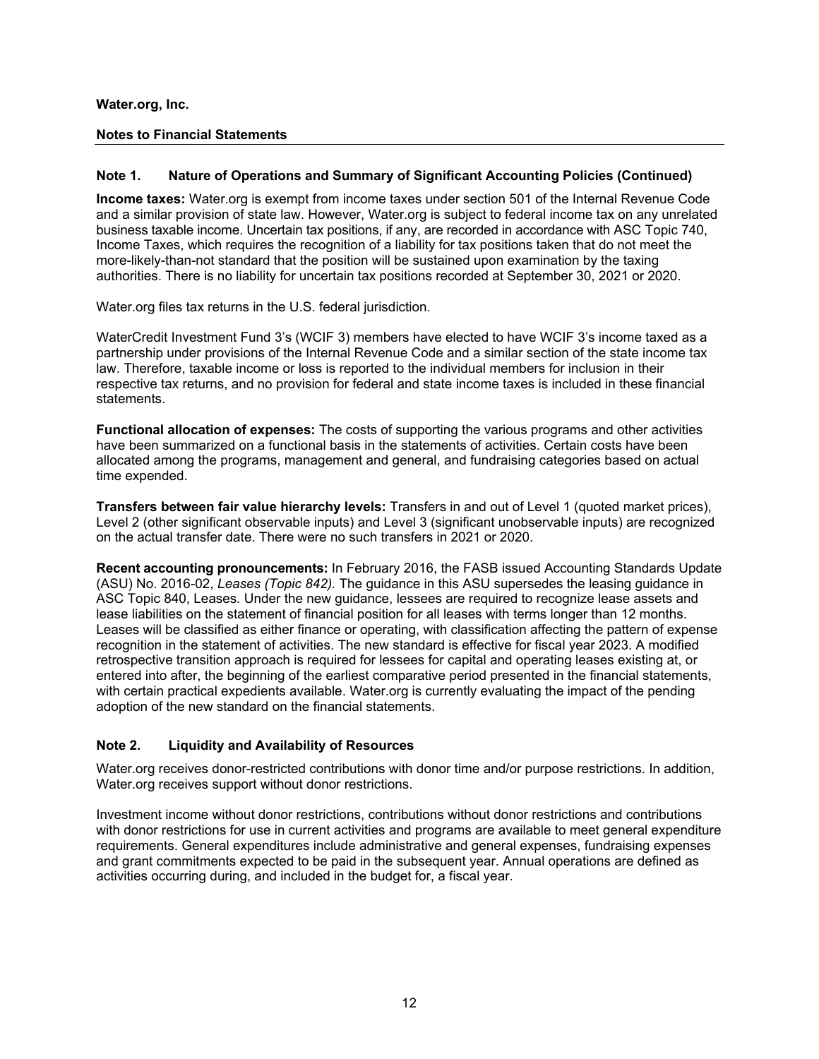**Water.org, Inc.**

**Notes to Financial Statements**

## Note 1. Nature of Operations and Summary of Significant Accounting Policies (Continued)

**Income taxes:** Water.org is exempt from income taxes under section 501 of the Internal Revenue Code and a similar provision of state law. However, Water.org is subject to federal income tax on any unrelated business taxable income. Uncertain tax positions, if any, are recorded in accordance with ASC Topic 740, Income Taxes, which requires the recognition of a liability for tax positions taken that do not meet the more-likely-than-not standard that the position will be sustained upon examination by the taxing authorities. There is no liability for uncertain tax positions recorded at September 30, 2021 or 2020.

Water.org files tax returns in the U.S. federal jurisdiction.

WaterCredit Investment Fund 3's (WCIF 3) members have elected to have WCIF 3's income taxed as a partnership under provisions of the Internal Revenue Code and a similar section of the state income tax law. Therefore, taxable income or loss is reported to the individual members for inclusion in their respective tax returns, and no provision for federal and state income taxes is included in these financial statements.

**Functional allocation of expenses:** The costs of supporting the various programs and other activities have been summarized on a functional basis in the statements of activities. Certain costs have been allocated among the programs, management and general, and fundraising categories based on actual time expended.

**Transfers between fair value hierarchy levels:** Transfers in and out of Level 1 (quoted market prices), Level 2 (other significant observable inputs) and Level 3 (significant unobservable inputs) are recognized on the actual transfer date. There were no such transfers in 2021 or 2020.

**Recent accounting pronouncements:** In February 2016, the FASB issued Accounting Standards Update (ASU) No. 2016-02, *Leases (Topic 842).* The guidance in this ASU supersedes the leasing guidance in ASC Topic 840, Leases. Under the new guidance, lessees are required to recognize lease assets and lease liabilities on the statement of financial position for all leases with terms longer than 12 months. Leases will be classified as either finance or operating, with classification affecting the pattern of expense recognition in the statement of activities. The new standard is effective for fiscal year 2023. A modified retrospective transition approach is required for lessees for capital and operating leases existing at, or entered into after, the beginning of the earliest comparative period presented in the financial statements, with certain practical expedients available. Water.org is currently evaluating the impact of the pending adoption of the new standard on the financial statements.

## Note 2. Liquidity and Availability of Resources

Water.org receives donor-restricted contributions with donor time and/or purpose restrictions. In addition, Water.org receives support without donor restrictions.

Investment income without donor restrictions, contributions without donor restrictions and contributions with donor restrictions for use in current activities and programs are available to meet general expenditure requirements. General expenditures include administrative and general expenses, fundraising expenses and grant commitments expected to be paid in the subsequent year. Annual operations are defined as activities occurring during, and included in the budget for, a fiscal year.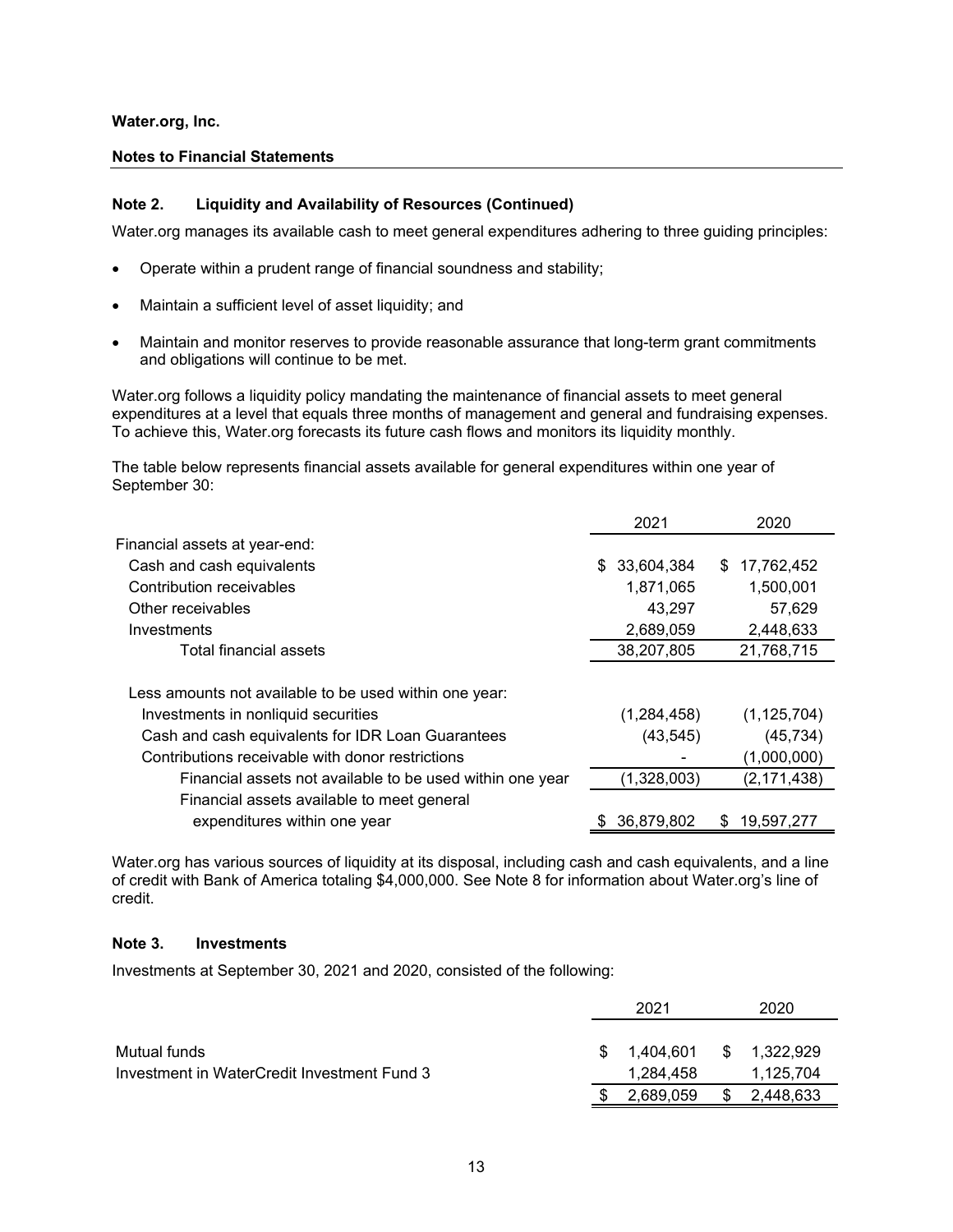**Water.org, Inc.**

**Notes to Financial Statements**

### Note 2. Liquidity and Availability of Resources (Continued)

Water.org manages its available cash to meet general expenditures adhering to three guiding principles:

- Operate within a prudent range of financial soundness and stability;
- Maintain a sufficient level of asset liquidity; and
- Maintain and monitor reserves to provide reasonable assurance that long-term grant commitments and obligations will continue to be met.

Water.org follows a liquidity policy mandating the maintenance of financial assets to meet general expenditures at a level that equals three months of management and general and fundraising expenses. To achieve this, Water.org forecasts its future cash flows and monitors its liquidity monthly.

The table below represents financial assets available for general expenditures within one year of September 30:

| | 2021 | 2020 |
|---|---|---|
| Financial assets at year-end: | | |
| Cash and cash equivalents | $ 33,604,384 | $ 17,762,452 |
| Contribution receivables | 1,871,065 | 1,500,001 |
| Other receivables | 43,297 | 57,629 |
| Investments | 2,689,059 | 2,448,633 |
| Total financial assets | 38,207,805 | 21,768,715 |
| | | |
| Less amounts not available to be used within one year: | | |
| Investments in nonliquid securities | (1,284,458) | (1,125,704) |
| Cash and cash equivalents for IDR Loan Guarantees | (43,545) | (45,734) |
| Contributions receivable with donor restrictions | - | (1,000,000) |
| Financial assets not available to be used within one year | (1,328,003) | (2,171,438) |
| Financial assets available to meet general expenditures within one year | $ 36,879,802 | $ 19,597,277 |

Water.org has various sources of liquidity at its disposal, including cash and cash equivalents, and a line of credit with Bank of America totaling $4,000,000. See Note 8 for information about Water.org's line of credit.

### Note 3. Investments

Investments at September 30, 2021 and 2020, consisted of the following:

| | 2021 | 2020 |
|---|---|---|
| Mutual funds | $ 1,404,601 | $ 1,322,929 |
| Investment in WaterCredit Investment Fund 3 | 1,284,458 | 1,125,704 |
| | $ 2,689,059 | $ 2,448,633 |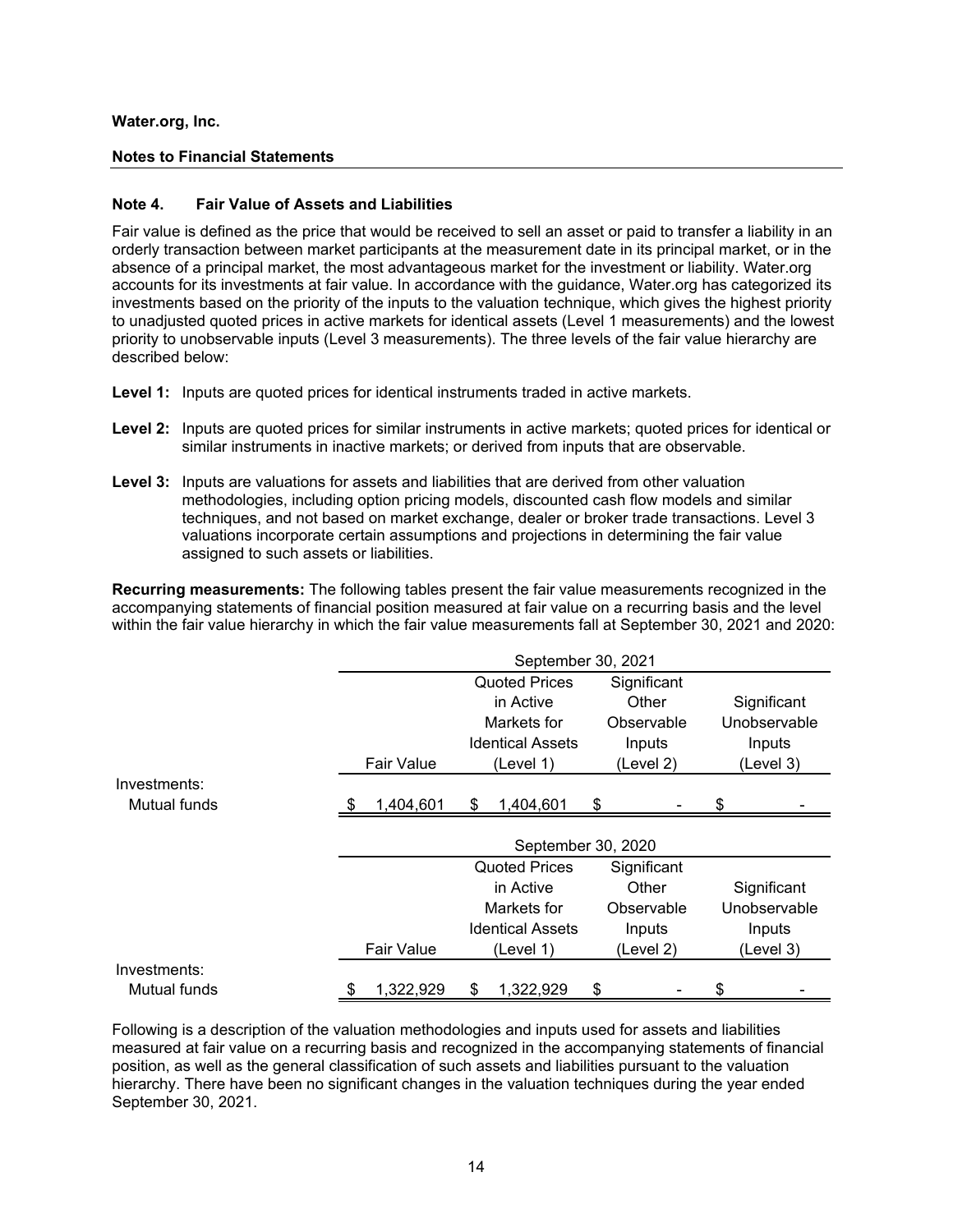**Water.org, Inc.**

**Notes to Financial Statements**

### Note 4. Fair Value of Assets and Liabilities

Fair value is defined as the price that would be received to sell an asset or paid to transfer a liability in an orderly transaction between market participants at the measurement date in its principal market, or in the absence of a principal market, the most advantageous market for the investment or liability. Water.org accounts for its investments at fair value. In accordance with the guidance, Water.org has categorized its investments based on the priority of the inputs to the valuation technique, which gives the highest priority to unadjusted quoted prices in active markets for identical assets (Level 1 measurements) and the lowest priority to unobservable inputs (Level 3 measurements). The three levels of the fair value hierarchy are described below:

**Level 1:** Inputs are quoted prices for identical instruments traded in active markets.

**Level 2:** Inputs are quoted prices for similar instruments in active markets; quoted prices for identical or similar instruments in inactive markets; or derived from inputs that are observable.

**Level 3:** Inputs are valuations for assets and liabilities that are derived from other valuation methodologies, including option pricing models, discounted cash flow models and similar techniques, and not based on market exchange, dealer or broker trade transactions. Level 3 valuations incorporate certain assumptions and projections in determining the fair value assigned to such assets or liabilities.

**Recurring measurements:** The following tables present the fair value measurements recognized in the accompanying statements of financial position measured at fair value on a recurring basis and the level within the fair value hierarchy in which the fair value measurements fall at September 30, 2021 and 2020:

| | September 30, 2021 | | | |
|---|---|---|---|---|
| | Fair Value | Quoted Prices in Active Markets for Identical Assets (Level 1) | Significant Other Observable Inputs (Level 2) | Significant Unobservable Inputs (Level 3) |
| Investments: | | | | |
| Mutual funds | $ 1,404,601 | $ 1,404,601 | $ - | $ - |

| | September 30, 2020 | | | |
|---|---|---|---|---|
| | Fair Value | Quoted Prices in Active Markets for Identical Assets (Level 1) | Significant Other Observable Inputs (Level 2) | Significant Unobservable Inputs (Level 3) |
| Investments: | | | | |
| Mutual funds | $ 1,322,929 | $ 1,322,929 | $ - | $ - |

Following is a description of the valuation methodologies and inputs used for assets and liabilities measured at fair value on a recurring basis and recognized in the accompanying statements of financial position, as well as the general classification of such assets and liabilities pursuant to the valuation hierarchy. There have been no significant changes in the valuation techniques during the year ended September 30, 2021.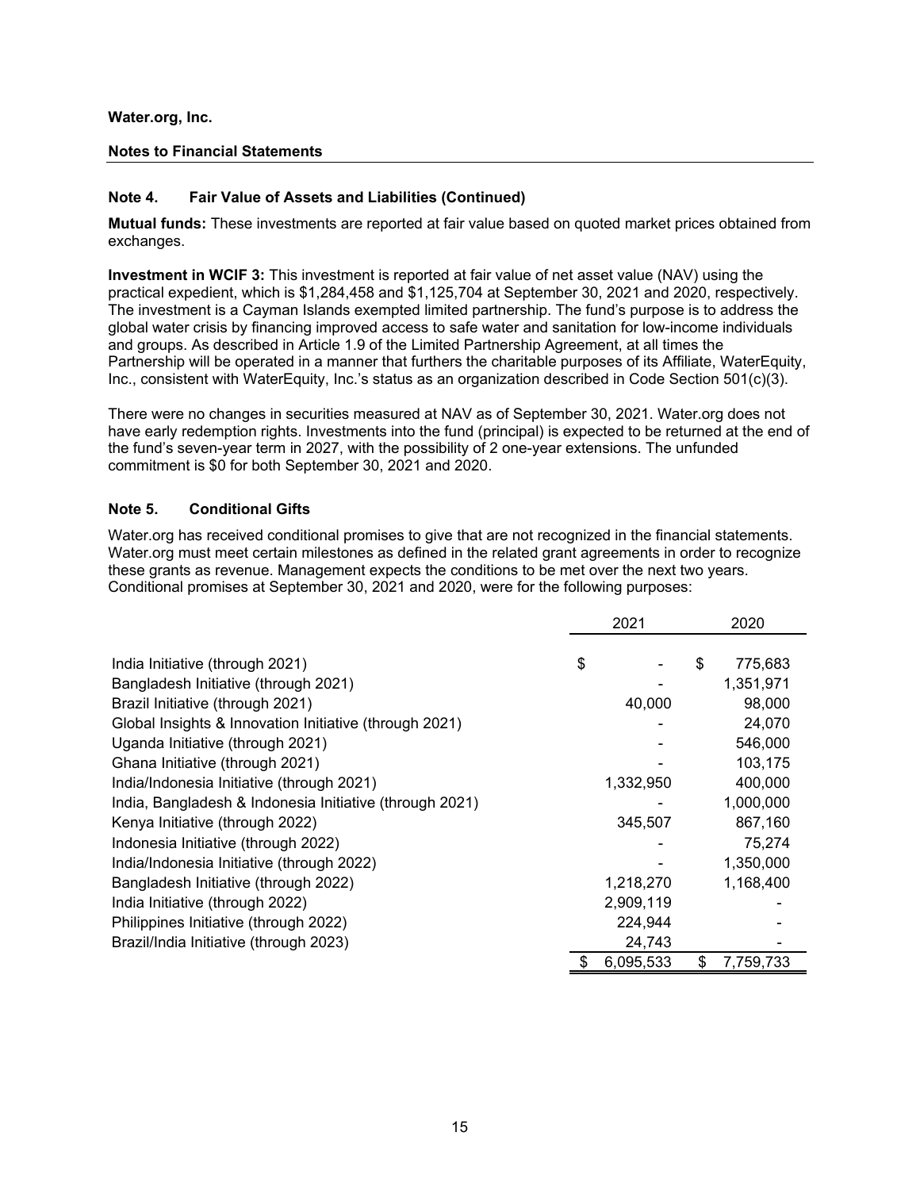**Water.org, Inc.**

**Notes to Financial Statements**

## Note 4. Fair Value of Assets and Liabilities (Continued)

**Mutual funds:** These investments are reported at fair value based on quoted market prices obtained from exchanges.

**Investment in WCIF 3:** This investment is reported at fair value of net asset value (NAV) using the practical expedient, which is $1,284,458 and $1,125,704 at September 30, 2021 and 2020, respectively. The investment is a Cayman Islands exempted limited partnership. The fund's purpose is to address the global water crisis by financing improved access to safe water and sanitation for low-income individuals and groups. As described in Article 1.9 of the Limited Partnership Agreement, at all times the Partnership will be operated in a manner that furthers the charitable purposes of its Affiliate, WaterEquity, Inc., consistent with WaterEquity, Inc.'s status as an organization described in Code Section 501(c)(3).

There were no changes in securities measured at NAV as of September 30, 2021. Water.org does not have early redemption rights. Investments into the fund (principal) is expected to be returned at the end of the fund's seven-year term in 2027, with the possibility of 2 one-year extensions. The unfunded commitment is $0 for both September 30, 2021 and 2020.

## Note 5. Conditional Gifts

Water.org has received conditional promises to give that are not recognized in the financial statements. Water.org must meet certain milestones as defined in the related grant agreements in order to recognize these grants as revenue. Management expects the conditions to be met over the next two years. Conditional promises at September 30, 2021 and 2020, were for the following purposes:

| | 2021 | 2020 |
|---|---|---|
| India Initiative (through 2021) | $ - | $ 775,683 |
| Bangladesh Initiative (through 2021) | - | 1,351,971 |
| Brazil Initiative (through 2021) | 40,000 | 98,000 |
| Global Insights & Innovation Initiative (through 2021) | - | 24,070 |
| Uganda Initiative (through 2021) | - | 546,000 |
| Ghana Initiative (through 2021) | - | 103,175 |
| India/Indonesia Initiative (through 2021) | 1,332,950 | 400,000 |
| India, Bangladesh & Indonesia Initiative (through 2021) | - | 1,000,000 |
| Kenya Initiative (through 2022) | 345,507 | 867,160 |
| Indonesia Initiative (through 2022) | - | 75,274 |
| India/Indonesia Initiative (through 2022) | - | 1,350,000 |
| Bangladesh Initiative (through 2022) | 1,218,270 | 1,168,400 |
| India Initiative (through 2022) | 2,909,119 | - |
| Philippines Initiative (through 2022) | 224,944 | - |
| Brazil/India Initiative (through 2023) | 24,743 | - |
| | $ 6,095,533 | $ 7,759,733 |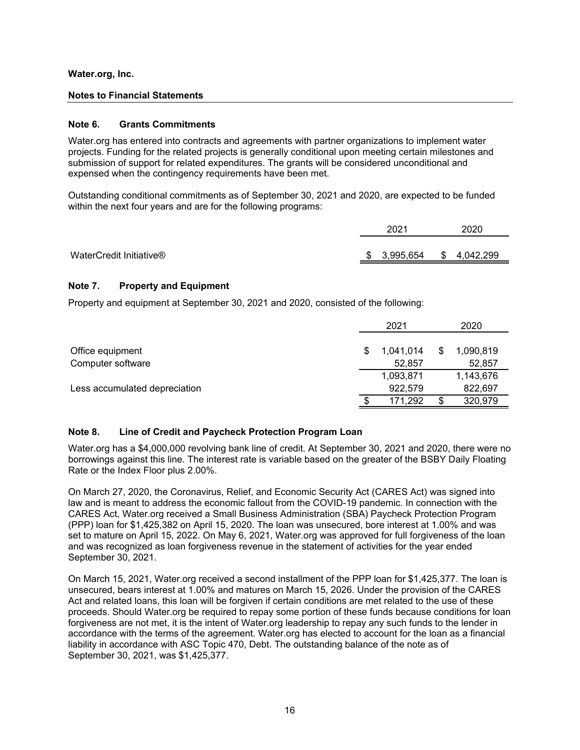**Water.org, Inc.**

**Notes to Financial Statements**

## Note 6. Grants Commitments

Water.org has entered into contracts and agreements with partner organizations to implement water projects. Funding for the related projects is generally conditional upon meeting certain milestones and submission of support for related expenditures. The grants will be considered unconditional and expensed when the contingency requirements have been met.

Outstanding conditional commitments as of September 30, 2021 and 2020, are expected to be funded within the next four years and are for the following programs:

| | 2021 | 2020 |
|---|---|---|
| WaterCredit Initiative® | $ 3,995,654 | $ 4,042,299 |

## Note 7. Property and Equipment

Property and equipment at September 30, 2021 and 2020, consisted of the following:

| | 2021 | 2020 |
|---|---|---|
| Office equipment | $ 1,041,014 | $ 1,090,819 |
| Computer software | 52,857 | 52,857 |
| | 1,093,871 | 1,143,676 |
| Less accumulated depreciation | 922,579 | 822,697 |
| | $ 171,292 | $ 320,979 |

## Note 8. Line of Credit and Paycheck Protection Program Loan

Water.org has a $4,000,000 revolving bank line of credit. At September 30, 2021 and 2020, there were no borrowings against this line. The interest rate is variable based on the greater of the BSBY Daily Floating Rate or the Index Floor plus 2.00%.

On March 27, 2020, the Coronavirus, Relief, and Economic Security Act (CARES Act) was signed into law and is meant to address the economic fallout from the COVID-19 pandemic. In connection with the CARES Act, Water.org received a Small Business Administration (SBA) Paycheck Protection Program (PPP) loan for $1,425,382 on April 15, 2020. The loan was unsecured, bore interest at 1.00% and was set to mature on April 15, 2022. On May 6, 2021, Water.org was approved for full forgiveness of the loan and was recognized as loan forgiveness revenue in the statement of activities for the year ended September 30, 2021.

On March 15, 2021, Water.org received a second installment of the PPP loan for $1,425,377. The loan is unsecured, bears interest at 1.00% and matures on March 15, 2026. Under the provision of the CARES Act and related loans, this loan will be forgiven if certain conditions are met related to the use of these proceeds. Should Water.org be required to repay some portion of these funds because conditions for loan forgiveness are not met, it is the intent of Water.org leadership to repay any such funds to the lender in accordance with the terms of the agreement. Water.org has elected to account for the loan as a financial liability in accordance with ASC Topic 470, Debt. The outstanding balance of the note as of September 30, 2021, was $1,425,377.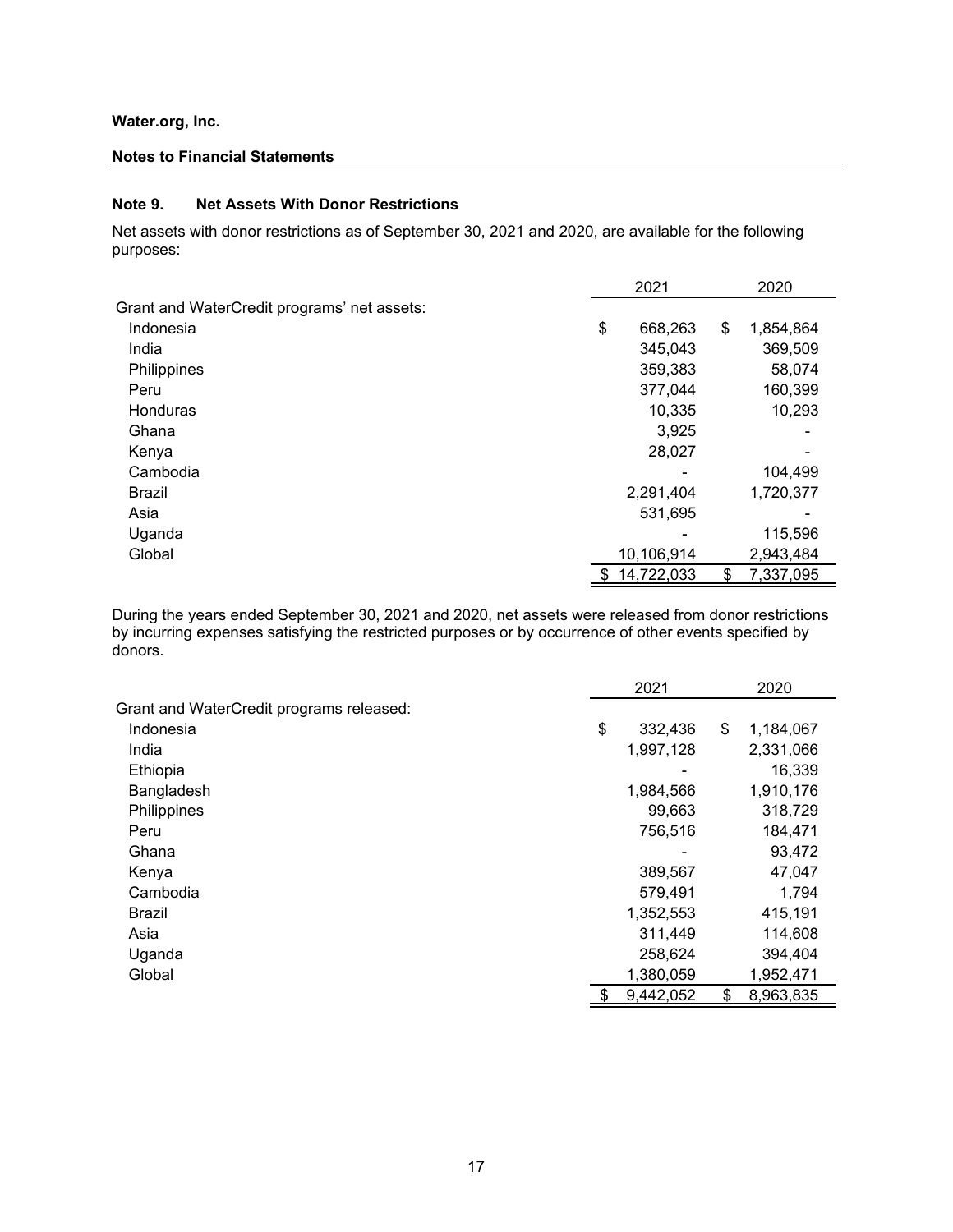**Water.org, Inc.**

**Notes to Financial Statements**

### Note 9. Net Assets With Donor Restrictions

Net assets with donor restrictions as of September 30, 2021 and 2020, are available for the following purposes:

| | 2021 | 2020 |
|---|---|---|
| Grant and WaterCredit programs' net assets: | | |
| Indonesia | $ 668,263 | $ 1,854,864 |
| India | 345,043 | 369,509 |
| Philippines | 359,383 | 58,074 |
| Peru | 377,044 | 160,399 |
| Honduras | 10,335 | 10,293 |
| Ghana | 3,925 | - |
| Kenya | 28,027 | - |
| Cambodia | - | 104,499 |
| Brazil | 2,291,404 | 1,720,377 |
| Asia | 531,695 | - |
| Uganda | - | 115,596 |
| Global | 10,106,914 | 2,943,484 |
| | $ 14,722,033 | $ 7,337,095 |

During the years ended September 30, 2021 and 2020, net assets were released from donor restrictions by incurring expenses satisfying the restricted purposes or by occurrence of other events specified by donors.

| | 2021 | 2020 |
|---|---|---|
| Grant and WaterCredit programs released: | | |
| Indonesia | $ 332,436 | $ 1,184,067 |
| India | 1,997,128 | 2,331,066 |
| Ethiopia | - | 16,339 |
| Bangladesh | 1,984,566 | 1,910,176 |
| Philippines | 99,663 | 318,729 |
| Peru | 756,516 | 184,471 |
| Ghana | - | 93,472 |
| Kenya | 389,567 | 47,047 |
| Cambodia | 579,491 | 1,794 |
| Brazil | 1,352,553 | 415,191 |
| Asia | 311,449 | 114,608 |
| Uganda | 258,624 | 394,404 |
| Global | 1,380,059 | 1,952,471 |
| | $ 9,442,052 | $ 8,963,835 |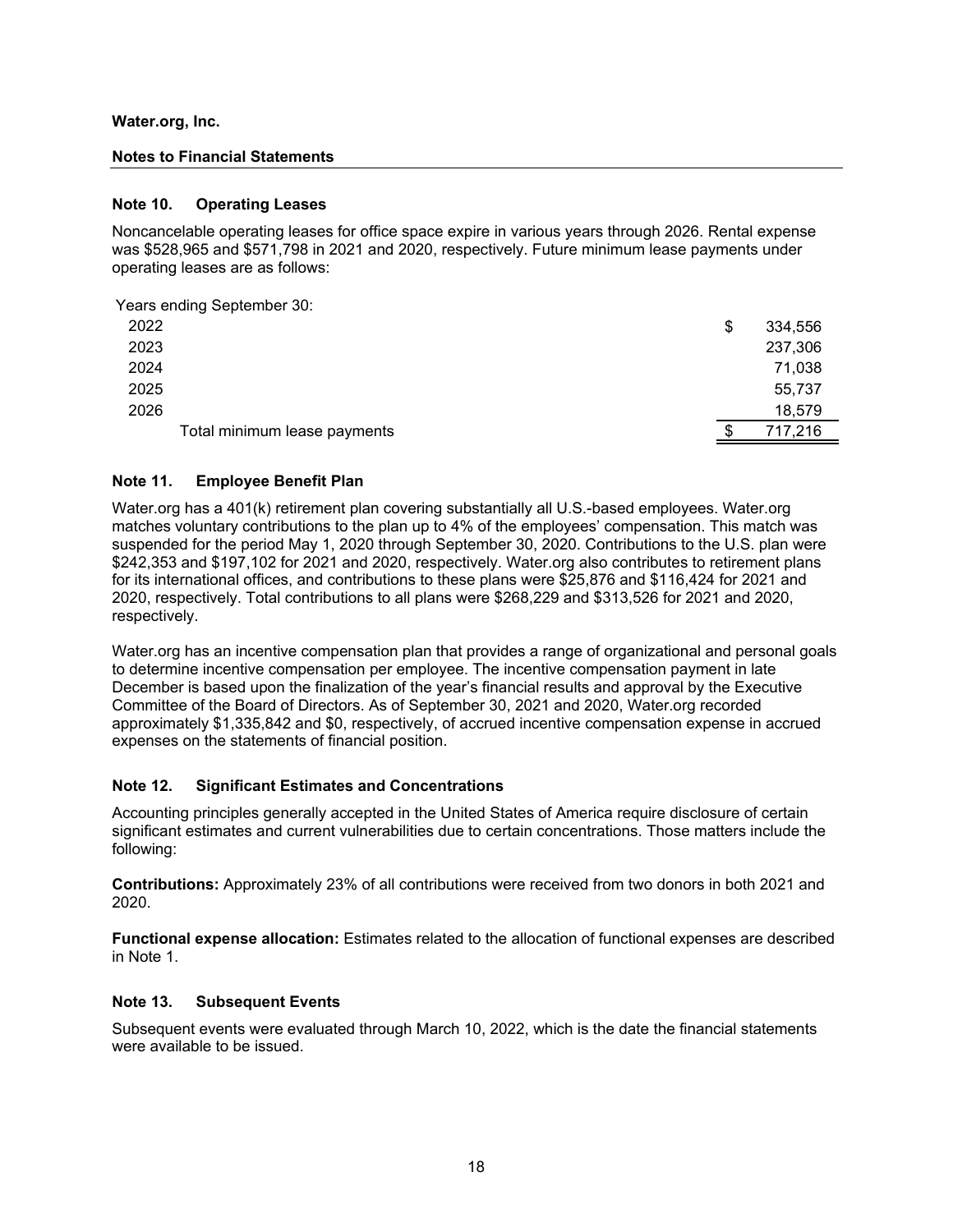**Water.org, Inc.**

**Notes to Financial Statements**

## Note 10. Operating Leases

Noncancelable operating leases for office space expire in various years through 2026. Rental expense was $528,965 and $571,798 in 2021 and 2020, respectively. Future minimum lease payments under operating leases are as follows:

| | |
|---|---|
| Years ending September 30: | |
| 2022 | $ 334,556 |
| 2023 | 237,306 |
| 2024 | 71,038 |
| 2025 | 55,737 |
| 2026 | 18,579 |
| Total minimum lease payments | $ 717,216 |

## Note 11. Employee Benefit Plan

Water.org has a 401(k) retirement plan covering substantially all U.S.-based employees. Water.org matches voluntary contributions to the plan up to 4% of the employees' compensation. This match was suspended for the period May 1, 2020 through September 30, 2020. Contributions to the U.S. plan were $242,353 and $197,102 for 2021 and 2020, respectively. Water.org also contributes to retirement plans for its international offices, and contributions to these plans were $25,876 and $116,424 for 2021 and 2020, respectively. Total contributions to all plans were $268,229 and $313,526 for 2021 and 2020, respectively.

Water.org has an incentive compensation plan that provides a range of organizational and personal goals to determine incentive compensation per employee. The incentive compensation payment in late December is based upon the finalization of the year's financial results and approval by the Executive Committee of the Board of Directors. As of September 30, 2021 and 2020, Water.org recorded approximately $1,335,842 and $0, respectively, of accrued incentive compensation expense in accrued expenses on the statements of financial position.

## Note 12. Significant Estimates and Concentrations

Accounting principles generally accepted in the United States of America require disclosure of certain significant estimates and current vulnerabilities due to certain concentrations. Those matters include the following:

**Contributions:** Approximately 23% of all contributions were received from two donors in both 2021 and 2020.

**Functional expense allocation:** Estimates related to the allocation of functional expenses are described in Note 1.

## Note 13. Subsequent Events

Subsequent events were evaluated through March 10, 2022, which is the date the financial statements were available to be issued.